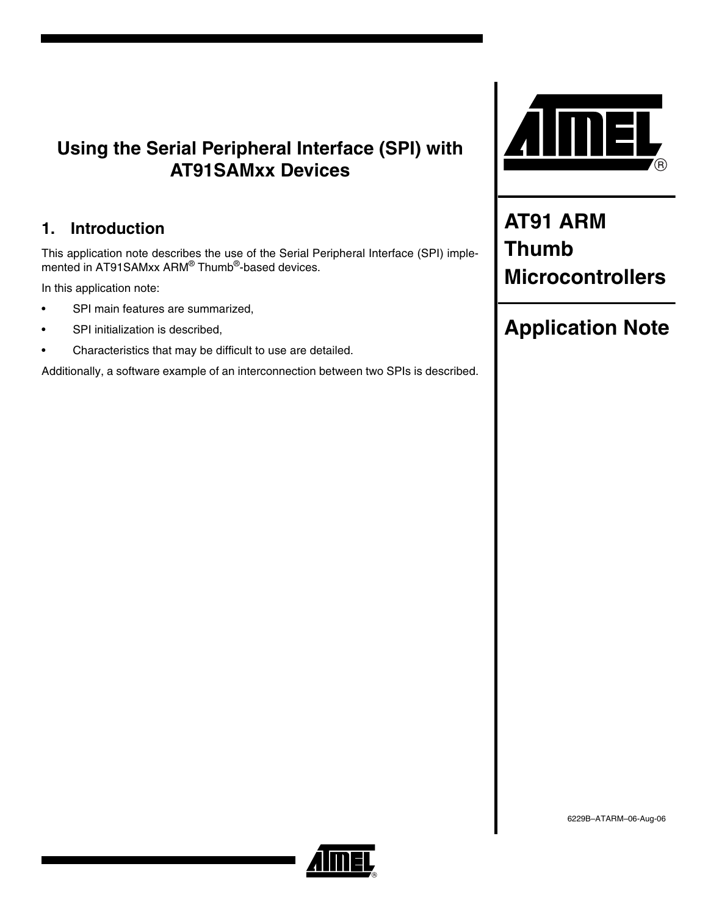# Using the Serial Peripheral Interface (SPI) with AT91SAMxx Devices

**AT91 ARM Thumb Microcontrollers**

**Application Note**

## 1. Introduction

This application note describes the use of the Serial Peripheral Interface (SPI) implemented in AT91SAMxx ARM® Thumb®-based devices.

In this application note:

- SPI main features are summarized,
- SPI initialization is described,
- Characteristics that may be difficult to use are detailed.

Additionally, a software example of an interconnection between two SPIs is described.

6229B–ATARM–06-Aug-06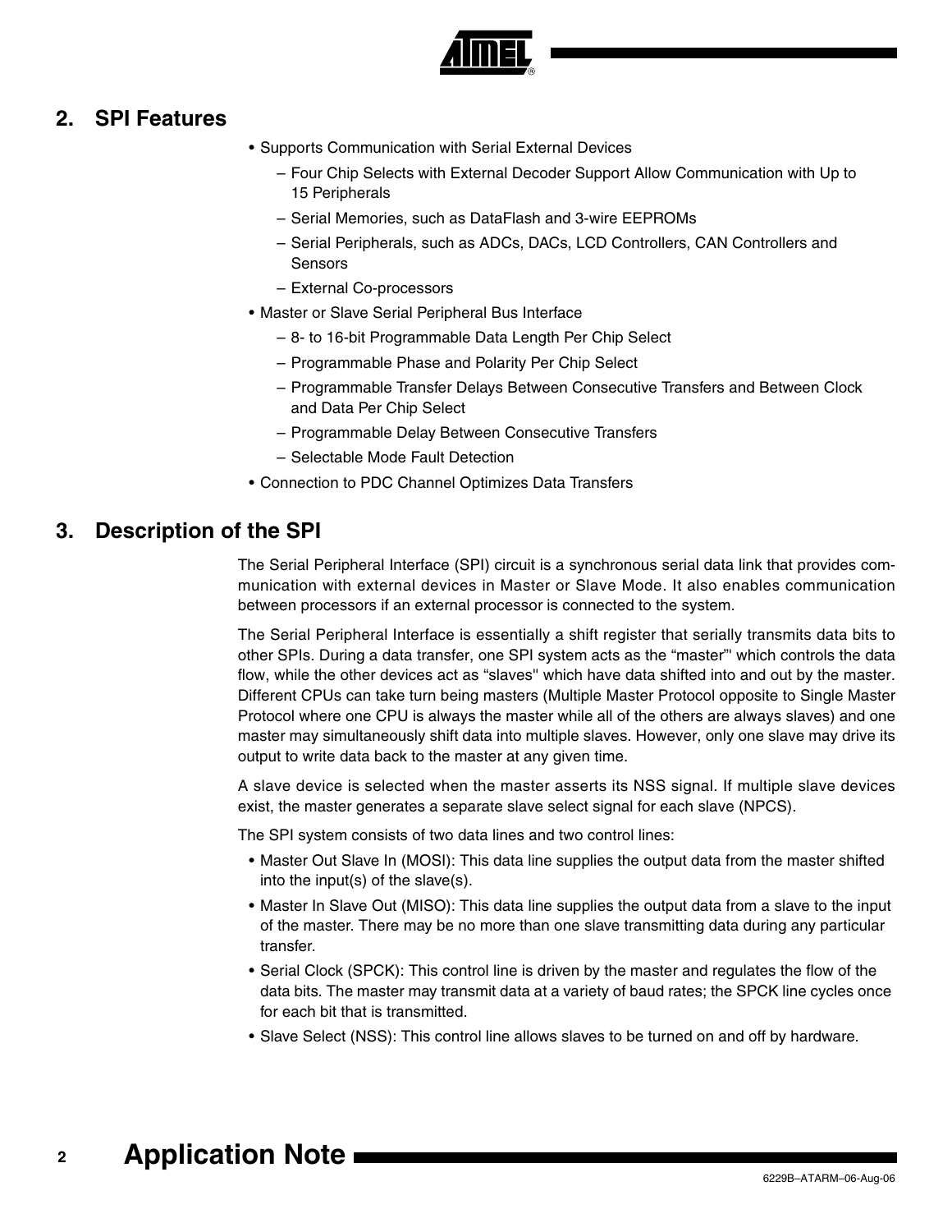## 2. SPI Features

- Supports Communication with Serial External Devices
  - Four Chip Selects with External Decoder Support Allow Communication with Up to 15 Peripherals
  - Serial Memories, such as DataFlash and 3-wire EEPROMs
  - Serial Peripherals, such as ADCs, DACs, LCD Controllers, CAN Controllers and Sensors
  - External Co-processors
- Master or Slave Serial Peripheral Bus Interface
  - 8- to 16-bit Programmable Data Length Per Chip Select
  - Programmable Phase and Polarity Per Chip Select
  - Programmable Transfer Delays Between Consecutive Transfers and Between Clock and Data Per Chip Select
  - Programmable Delay Between Consecutive Transfers
  - Selectable Mode Fault Detection
- Connection to PDC Channel Optimizes Data Transfers

## 3. Description of the SPI

The Serial Peripheral Interface (SPI) circuit is a synchronous serial data link that provides communication with external devices in Master or Slave Mode. It also enables communication between processors if an external processor is connected to the system.

The Serial Peripheral Interface is essentially a shift register that serially transmits data bits to other SPIs. During a data transfer, one SPI system acts as the “master"' which controls the data flow, while the other devices act as “slaves'' which have data shifted into and out by the master. Different CPUs can take turn being masters (Multiple Master Protocol opposite to Single Master Protocol where one CPU is always the master while all of the others are always slaves) and one master may simultaneously shift data into multiple slaves. However, only one slave may drive its output to write data back to the master at any given time.

A slave device is selected when the master asserts its NSS signal. If multiple slave devices exist, the master generates a separate slave select signal for each slave (NPCS).

The SPI system consists of two data lines and two control lines:

- Master Out Slave In (MOSI): This data line supplies the output data from the master shifted into the input(s) of the slave(s).
- Master In Slave Out (MISO): This data line supplies the output data from a slave to the input of the master. There may be no more than one slave transmitting data during any particular transfer.
- Serial Clock (SPCK): This control line is driven by the master and regulates the flow of the data bits. The master may transmit data at a variety of baud rates; the SPCK line cycles once for each bit that is transmitted.
- Slave Select (NSS): This control line allows slaves to be turned on and off by hardware.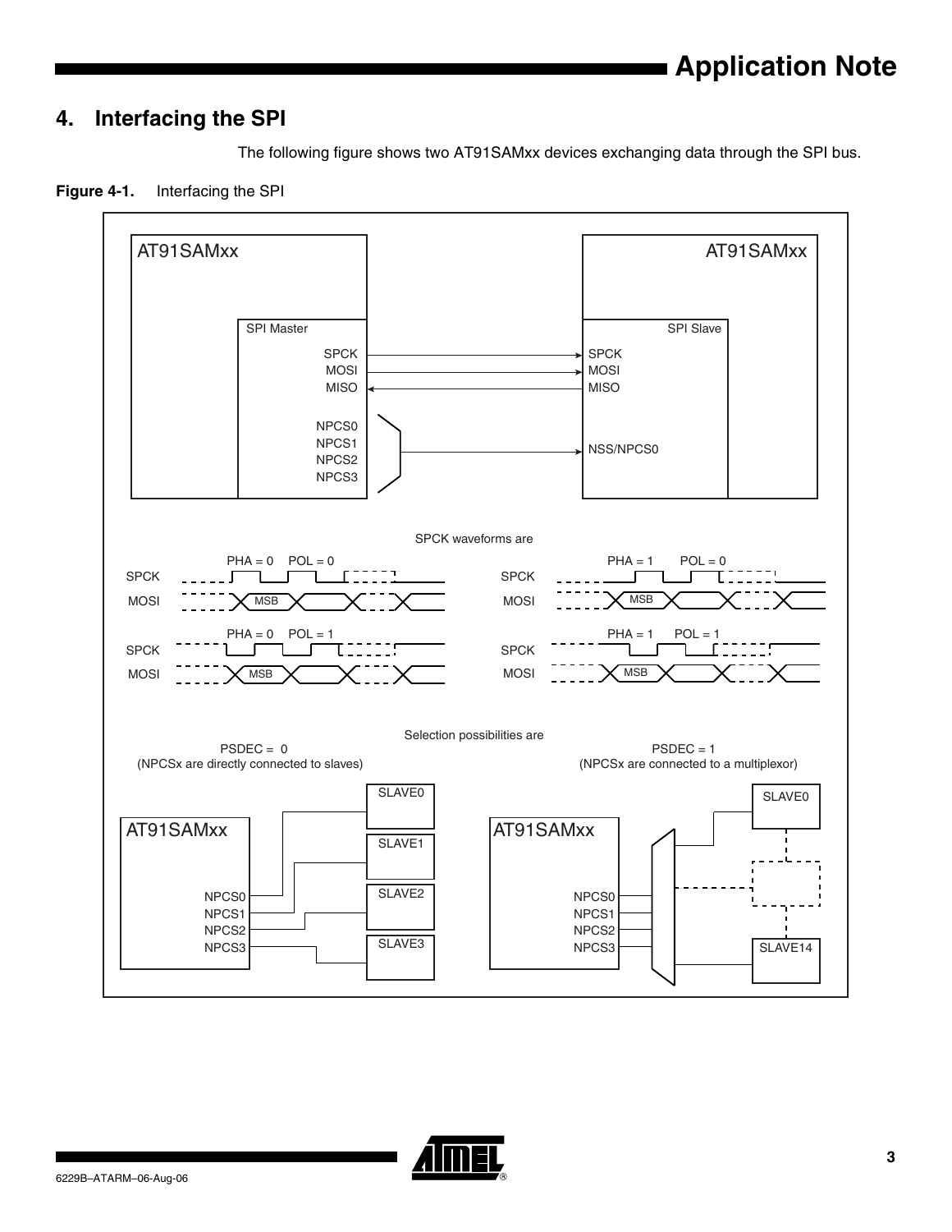## 4. Interfacing the SPI

The following figure shows two AT91SAMxx devices exchanging data through the SPI bus.

**Figure 4-1.** Interfacing the SPI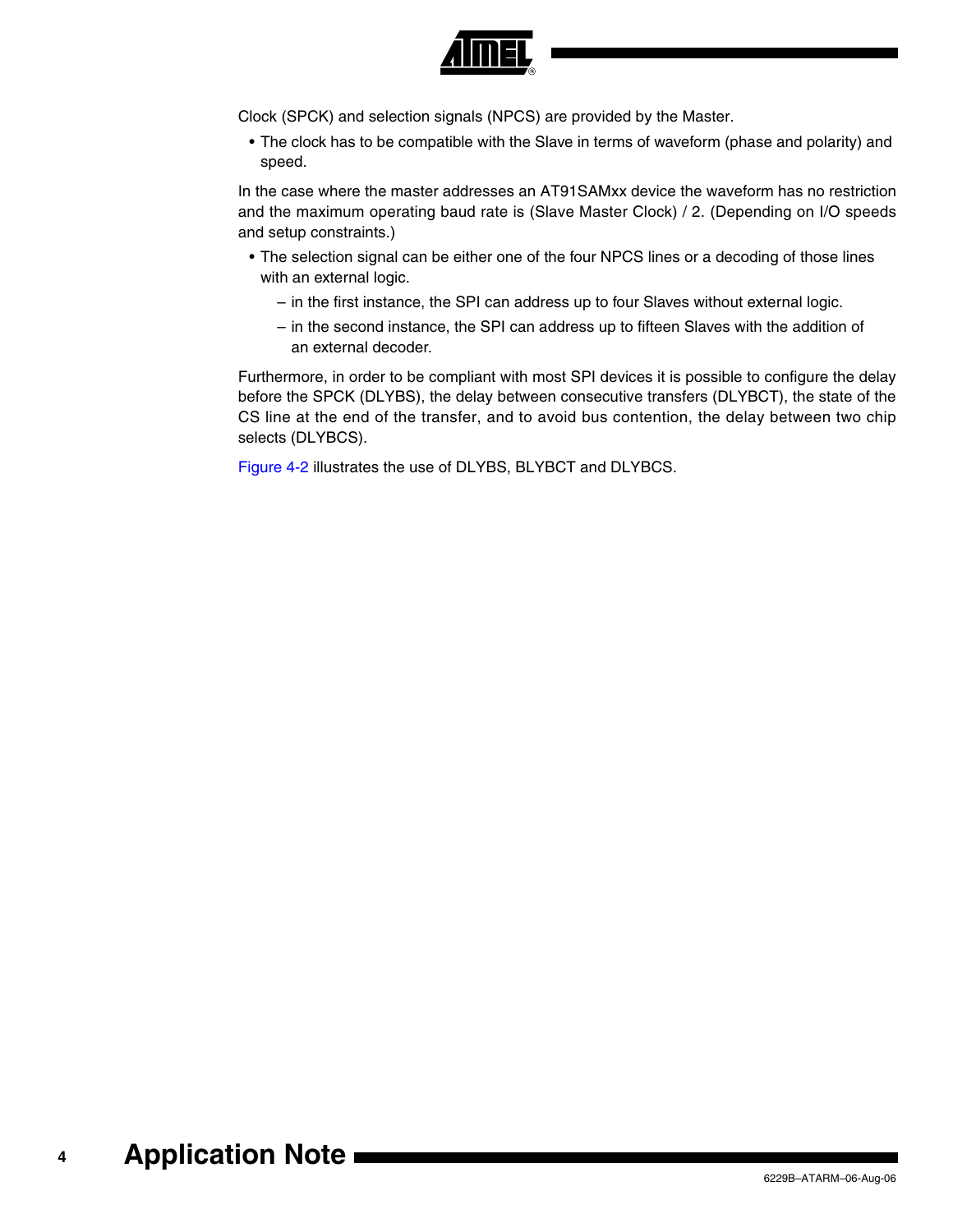Clock (SPCK) and selection signals (NPCS) are provided by the Master.

- The clock has to be compatible with the Slave in terms of waveform (phase and polarity) and speed.

In the case where the master addresses an AT91SAMxx device the waveform has no restriction and the maximum operating baud rate is (Slave Master Clock) / 2. (Depending on I/O speeds and setup constraints.)

- The selection signal can be either one of the four NPCS lines or a decoding of those lines with an external logic.
  - in the first instance, the SPI can address up to four Slaves without external logic.
  - in the second instance, the SPI can address up to fifteen Slaves with the addition of an external decoder.

Furthermore, in order to be compliant with most SPI devices it is possible to configure the delay before the SPCK (DLYBS), the delay between consecutive transfers (DLYBCT), the state of the CS line at the end of the transfer, and to avoid bus contention, the delay between two chip selects (DLYBCS).

Figure 4-2 illustrates the use of DLYBS, BLYBCT and DLYBCS.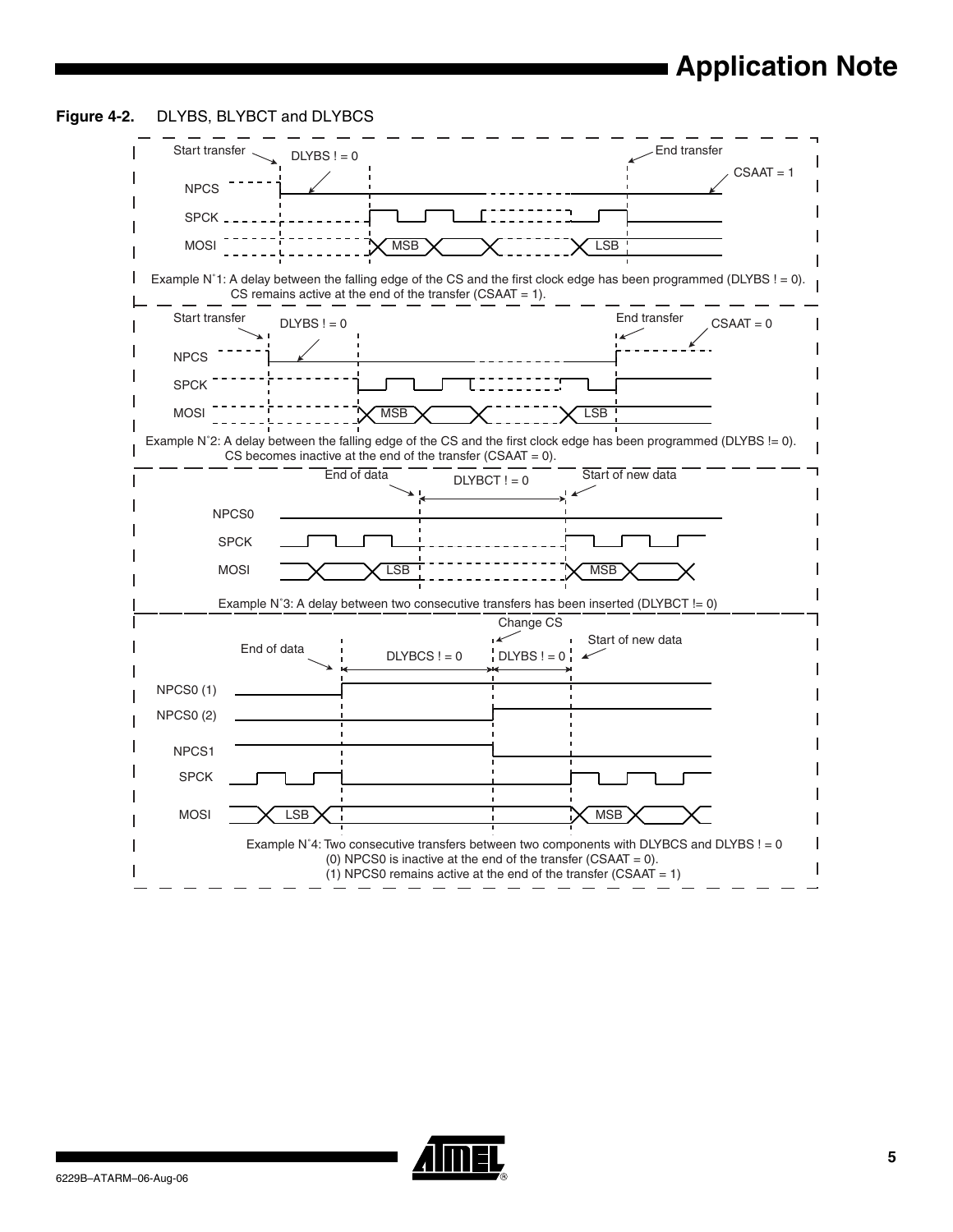**Figure 4-2.** DLYBS, BLYBCT and DLYBCS

Start transfer DLYBS ! = 0 End transfer CSAAT = 1

NPCS

SPCK

MOSI MSB LSB

Example N°1: A delay between the falling edge of the CS and the first clock edge has been programmed (DLYBS ! = 0). CS remains active at the end of the transfer (CSAAT = 1).

Start transfer DLYBS ! = 0 End transfer CSAAT = 0

NPCS

SPCK

MOSI MSB LSB

Example N°2: A delay between the falling edge of the CS and the first clock edge has been programmed (DLYBS != 0). CS becomes inactive at the end of the transfer (CSAAT = 0).

End of data DLYBCT ! = 0 Start of new data

NPCS0

SPCK

MOSI LSB MSB

Example N°3: A delay between two consecutive transfers has been inserted (DLYBCT != 0)

Change CS

End of data DLYBCS ! = 0 DLYBS ! = 0 Start of new data

NPCS0 (1)

NPCS0 (2)

NPCS1

SPCK

MOSI LSB MSB

Example N°4: Two consecutive transfers between two components with DLYBCS and DLYBS ! = 0
(0) NPCS0 is inactive at the end of the transfer (CSAAT = 0).
(1) NPCS0 remains active at the end of the transfer (CSAAT = 1)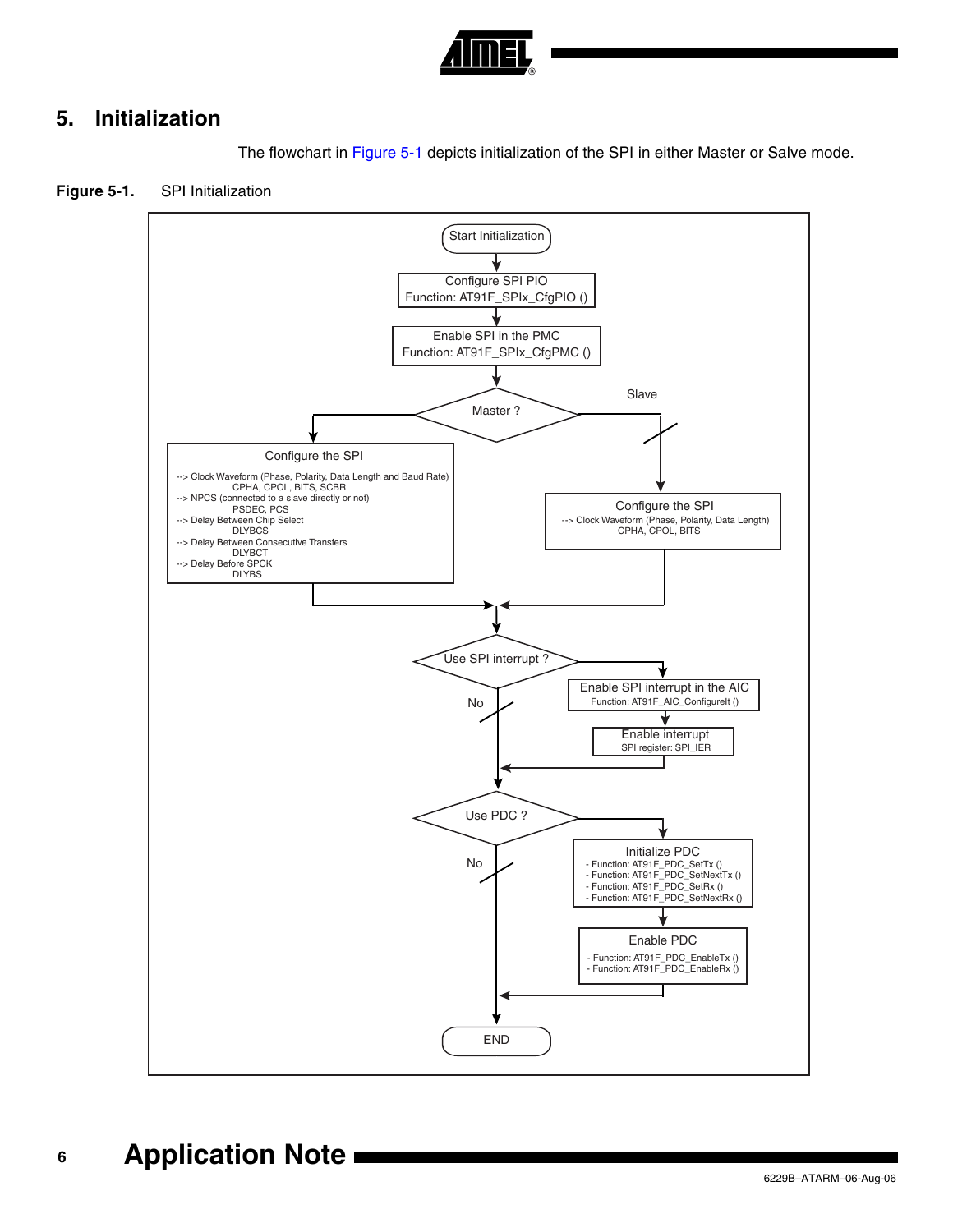# 5. Initialization

The flowchart in Figure 5-1 depicts initialization of the SPI in either Master or Salve mode.

**Figure 5-1.** SPI Initialization

```
Start Initialization
        |
Configure SPI PIO
Function: AT91F_SPIx_CfgPIO ()
        |
Enable SPI in the PMC
Function: AT91F_SPIx_CfgPMC ()
        |
    Master ?  ---------------------------- Slave
        |                                     |
Configure the SPI                       Configure the SPI
--> Clock Waveform (Phase, Polarity,    --> Clock Waveform (Phase, Polarity, Data Length)
    Data Length and Baud Rate)              CPHA, CPOL, BITS
    CPHA, CPOL, BITS, SCBR
--> NPCS (connected to a slave
    directly or not)
    PSDEC, PCS
--> Delay Between Chip Select
    DLYBCS
--> Delay Between Consecutive Transfers
    DLYBCT
--> Delay Before SPCK
    DLYBS
        |                                     |
        +------------------+------------------+
                           |
                  Use SPI interrupt ? ------------- Enable SPI interrupt in the AIC
                           |                        Function: AT91F_AIC_ConfigureIt ()
                           No                               |
                           |                        Enable interrupt
                           |                        SPI register: SPI_IER
                           |<-------------------------------+
                           |
                       Use PDC ? ------------------ Initialize PDC
                           |                        - Function: AT91F_PDC_SetTx ()
                           No                       - Function: AT91F_PDC_SetNextTx ()
                           |                        - Function: AT91F_PDC_SetRx ()
                           |                        - Function: AT91F_PDC_SetNextRx ()
                           |                                |
                           |                        Enable PDC
                           |                        - Function: AT91F_PDC_EnableTx ()
                           |                        - Function: AT91F_PDC_EnableRx ()
                           |<-------------------------------+
                           |
                          END
```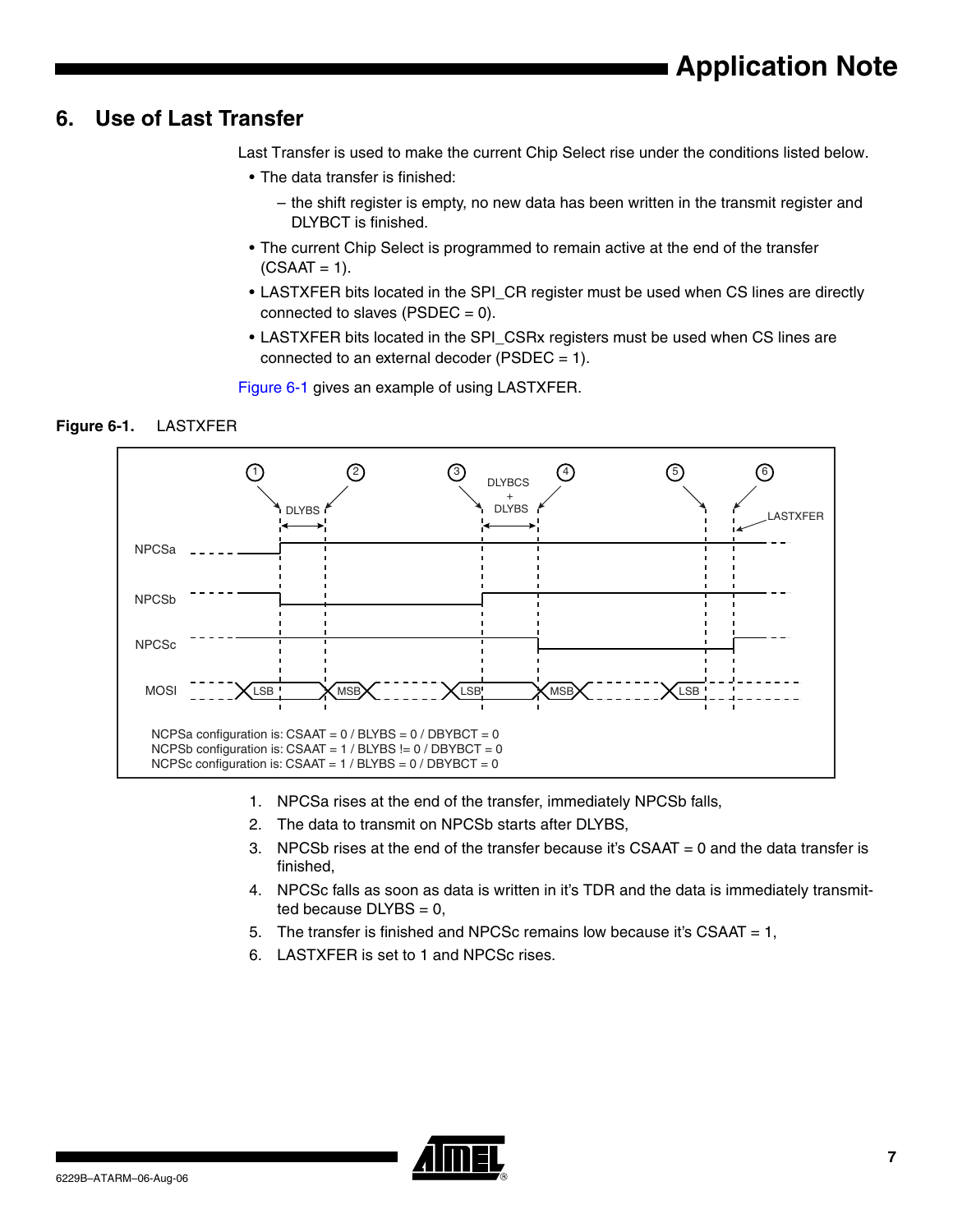## 6. Use of Last Transfer

Last Transfer is used to make the current Chip Select rise under the conditions listed below.

- The data transfer is finished:
  - the shift register is empty, no new data has been written in the transmit register and DLYBCT is finished.
- The current Chip Select is programmed to remain active at the end of the transfer (CSAAT = 1).
- LASTXFER bits located in the SPI_CR register must be used when CS lines are directly connected to slaves (PSDEC = 0).
- LASTXFER bits located in the SPI_CSRx registers must be used when CS lines are connected to an external decoder (PSDEC = 1).

Figure 6-1 gives an example of using LASTXFER.

**Figure 6-1.** LASTXFER

NCPSa configuration is: CSAAT = 0 / BLYBS = 0 / DBYBCT = 0
NCPSb configuration is: CSAAT = 1 / BLYBS != 0 / DBYBCT = 0
NCPSc configuration is: CSAAT = 1 / BLYBS = 0 / DBYBCT = 0

1. NPCSa rises at the end of the transfer, immediately NPCSb falls,
2. The data to transmit on NPCSb starts after DLYBS,
3. NPCSb rises at the end of the transfer because it's CSAAT = 0 and the data transfer is finished,
4. NPCSc falls as soon as data is written in it's TDR and the data is immediately transmitted because DLYBS = 0,
5. The transfer is finished and NPCSc remains low because it's CSAAT = 1,
6. LASTXFER is set to 1 and NPCSc rises.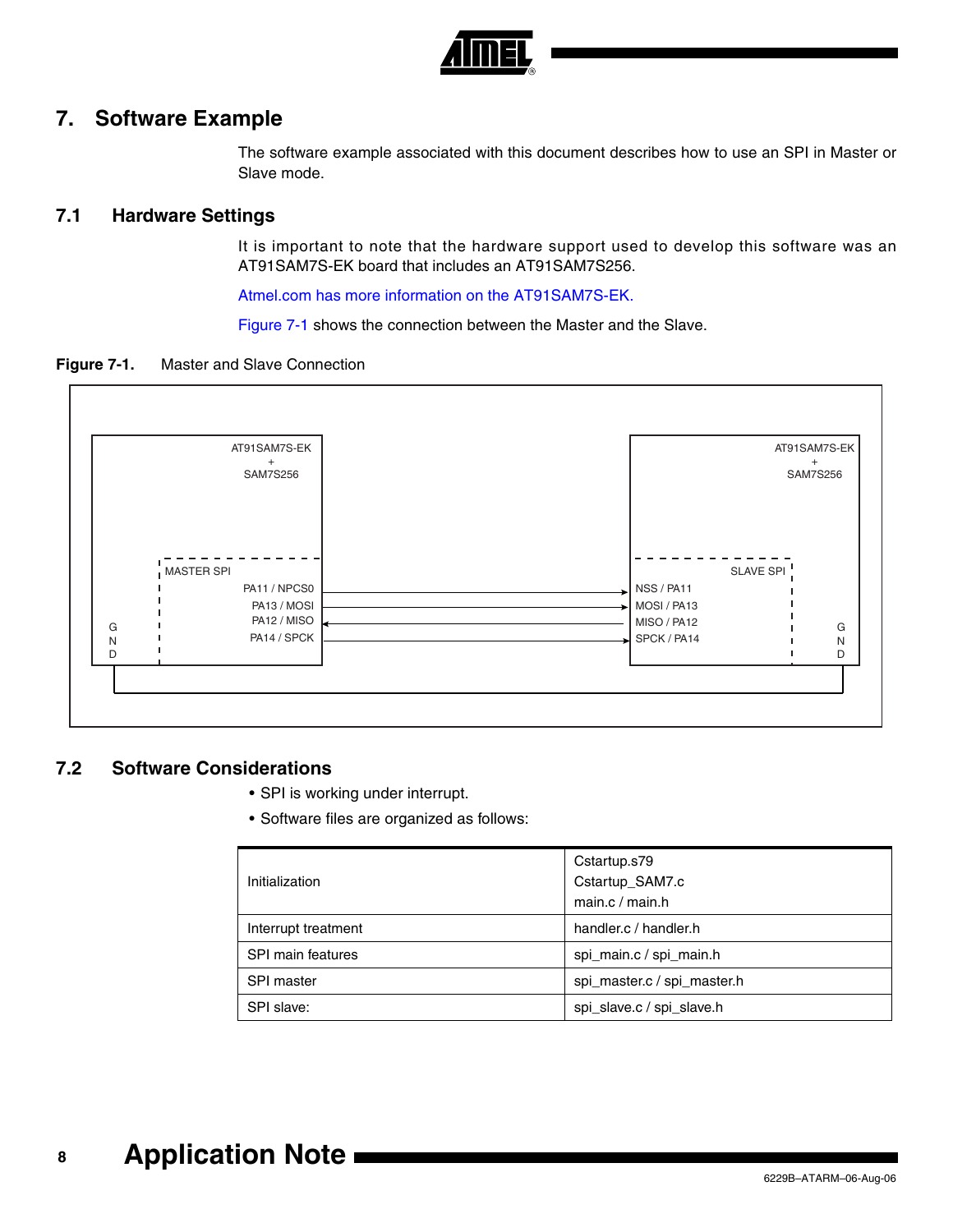# 7. Software Example

The software example associated with this document describes how to use an SPI in Master or Slave mode.

## 7.1 Hardware Settings

It is important to note that the hardware support used to develop this software was an AT91SAM7S-EK board that includes an AT91SAM7S256.

Atmel.com has more information on the AT91SAM7S-EK.

Figure 7-1 shows the connection between the Master and the Slave.

**Figure 7-1.** Master and Slave Connection

AT91SAM7S-EK + SAM7S256

MASTER SPI

PA11 / NPCS0
PA13 / MOSI
PA12 / MISO
PA14 / SPCK

GND

AT91SAM7S-EK + SAM7S256

SLAVE SPI

NSS / PA11
MOSI / PA13
MISO / PA12
SPCK / PA14

GND

## 7.2 Software Considerations

- SPI is working under interrupt.
- Software files are organized as follows:

| | |
|---|---|
| Initialization | Cstartup.s79<br>Cstartup_SAM7.c<br>main.c / main.h |
| Interrupt treatment | handler.c / handler.h |
| SPI main features | spi_main.c / spi_main.h |
| SPI master | spi_master.c / spi_master.h |
| SPI slave: | spi_slave.c / spi_slave.h |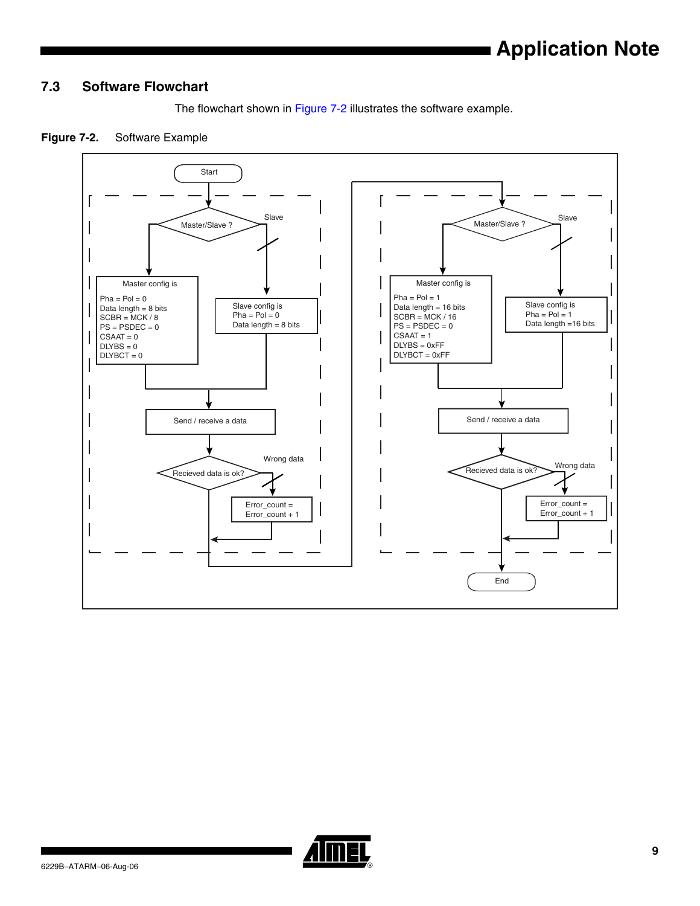## 7.3 Software Flowchart

The flowchart shown in Figure 7-2 illustrates the software example.

**Figure 7-2.** Software Example

Start

Master/Slave ?

Master config is
Pha = Pol = 0
Data length = 8 bits
SCBR = MCK / 8
PS = PSDEC = 0
CSAAT = 0
DLYBS = 0
DLYBCT = 0

Slave

Slave config is
Pha = Pol = 0
Data length = 8 bits

Send / receive a data

Recieved data is ok?

Wrong data

Error_count = Error_count + 1

Master/Slave ?

Master config is
Pha = Pol = 1
Data length = 16 bits
SCBR = MCK / 16
PS = PSDEC = 0
CSAAT = 1
DLYBS = 0xFF
DLYBCT = 0xFF

Slave

Slave config is
Pha = Pol = 1
Data length =16 bits

Send / receive a data

Recieved data is ok?

Wrong data

Error_count = Error_count + 1

End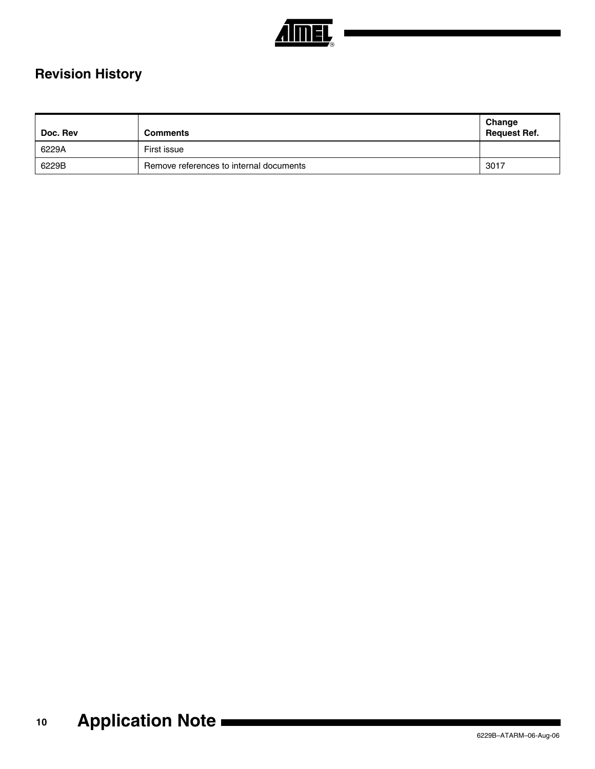## Revision History

| Doc. Rev | Comments | Change Request Ref. |
|---|---|---|
| 6229A | First issue | |
| 6229B | Remove references to internal documents | 3017 |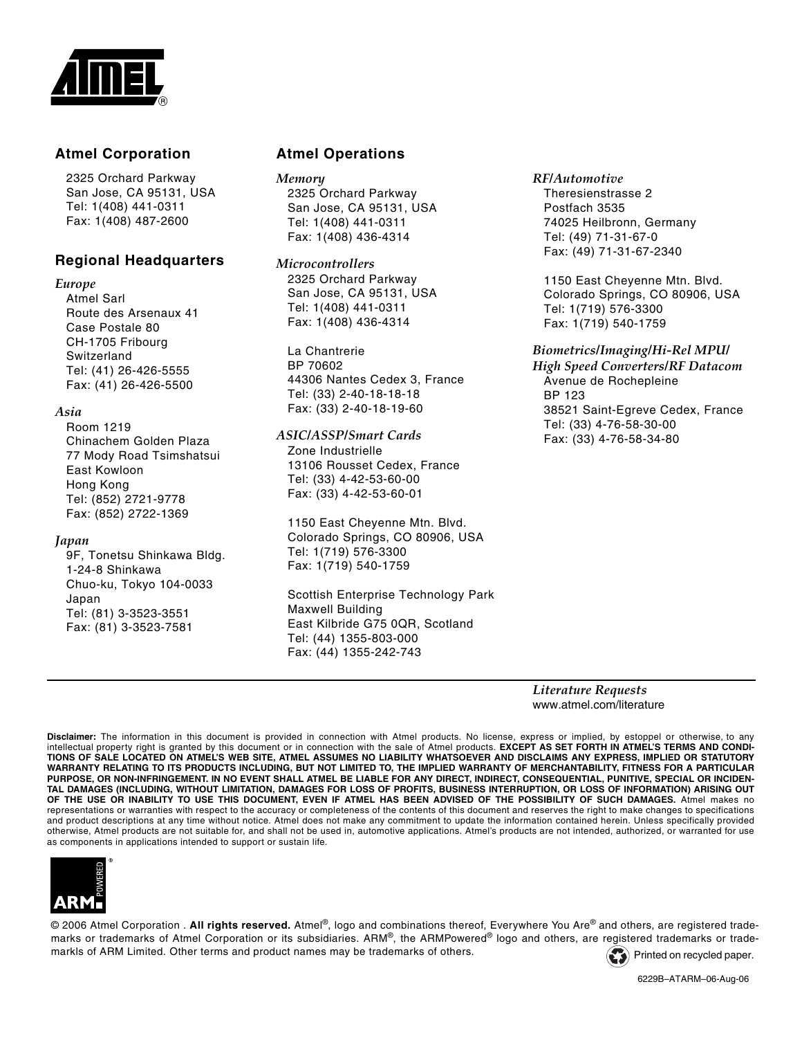## Atmel Corporation

2325 Orchard Parkway
San Jose, CA 95131, USA
Tel: 1(408) 441-0311
Fax: 1(408) 487-2600

## Regional Headquarters

*Europe*

Atmel Sarl
Route des Arsenaux 41
Case Postale 80
CH-1705 Fribourg
Switzerland
Tel: (41) 26-426-5555
Fax: (41) 26-426-5500

*Asia*

Room 1219
Chinachem Golden Plaza
77 Mody Road Tsimshatsui
East Kowloon
Hong Kong
Tel: (852) 2721-9778
Fax: (852) 2722-1369

*Japan*

9F, Tonetsu Shinkawa Bldg.
1-24-8 Shinkawa
Chuo-ku, Tokyo 104-0033
Japan
Tel: (81) 3-3523-3551
Fax: (81) 3-3523-7581

## Atmel Operations

*Memory*

2325 Orchard Parkway
San Jose, CA 95131, USA
Tel: 1(408) 441-0311
Fax: 1(408) 436-4314

*Microcontrollers*

2325 Orchard Parkway
San Jose, CA 95131, USA
Tel: 1(408) 441-0311
Fax: 1(408) 436-4314

La Chantrerie
BP 70602
44306 Nantes Cedex 3, France
Tel: (33) 2-40-18-18-18
Fax: (33) 2-40-18-19-60

*ASIC/ASSP/Smart Cards*

Zone Industrielle
13106 Rousset Cedex, France
Tel: (33) 4-42-53-60-00
Fax: (33) 4-42-53-60-01

1150 East Cheyenne Mtn. Blvd.
Colorado Springs, CO 80906, USA
Tel: 1(719) 576-3300
Fax: 1(719) 540-1759

Scottish Enterprise Technology Park
Maxwell Building
East Kilbride G75 0QR, Scotland
Tel: (44) 1355-803-000
Fax: (44) 1355-242-743

*RF/Automotive*

Theresienstrasse 2
Postfach 3535
74025 Heilbronn, Germany
Tel: (49) 71-31-67-0
Fax: (49) 71-31-67-2340

1150 East Cheyenne Mtn. Blvd.
Colorado Springs, CO 80906, USA
Tel: 1(719) 576-3300
Fax: 1(719) 540-1759

*Biometrics/Imaging/Hi-Rel MPU/ High Speed Converters/RF Datacom*

Avenue de Rochepleine
BP 123
38521 Saint-Egreve Cedex, France
Tel: (33) 4-76-58-30-00
Fax: (33) 4-76-58-34-80

*Literature Requests*
www.atmel.com/literature

**Disclaimer:** The information in this document is provided in connection with Atmel products. No license, express or implied, by estoppel or otherwise, to any intellectual property right is granted by this document or in connection with the sale of Atmel products. **EXCEPT AS SET FORTH IN ATMEL'S TERMS AND CONDITIONS OF SALE LOCATED ON ATMEL'S WEB SITE, ATMEL ASSUMES NO LIABILITY WHATSOEVER AND DISCLAIMS ANY EXPRESS, IMPLIED OR STATUTORY WARRANTY RELATING TO ITS PRODUCTS INCLUDING, BUT NOT LIMITED TO, THE IMPLIED WARRANTY OF MERCHANTABILITY, FITNESS FOR A PARTICULAR PURPOSE, OR NON-INFRINGEMENT. IN NO EVENT SHALL ATMEL BE LIABLE FOR ANY DIRECT, INDIRECT, CONSEQUENTIAL, PUNITIVE, SPECIAL OR INCIDENTAL DAMAGES (INCLUDING, WITHOUT LIMITATION, DAMAGES FOR LOSS OF PROFITS, BUSINESS INTERRUPTION, OR LOSS OF INFORMATION) ARISING OUT OF THE USE OR INABILITY TO USE THIS DOCUMENT, EVEN IF ATMEL HAS BEEN ADVISED OF THE POSSIBILITY OF SUCH DAMAGES.** Atmel makes no representations or warranties with respect to the accuracy or completeness of the contents of this document and reserves the right to make changes to specifications and product descriptions at any time without notice. Atmel does not make any commitment to update the information contained herein. Unless specifically provided otherwise, Atmel products are not suitable for, and shall not be used in, automotive applications. Atmel's products are not intended, authorized, or warranted for use as components in applications intended to support or sustain life.

© 2006 Atmel Corporation . **All rights reserved.** Atmel®, logo and combinations thereof, Everywhere You Are® and others, are registered trademarks or trademarks of Atmel Corporation or its subsidiaries. ARM®, the ARMPowered® logo and others, are registered trademarks or trademarkls of ARM Limited. Other terms and product names may be trademarks of others.

Printed on recycled paper.

6229B–ATARM–06-Aug-06